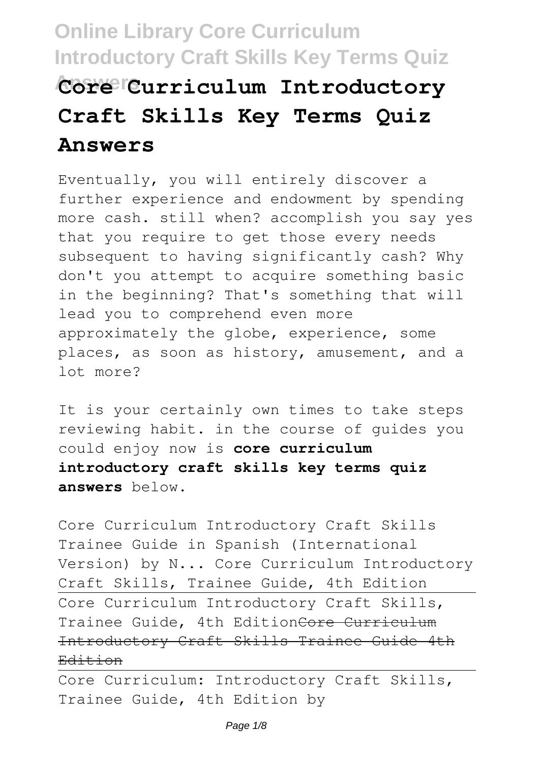# Core Curriculum Introductory Craft Skills Key Terms Quiz Answers

Eventually, you will entirely discover a further experience and endowment by spending more cash. still when? accomplish you say yes that you require to get those every needs subsequent to having significantly cash? Why don't you attempt to acquire something basic in the beginning? That's something that will lead you to comprehend even more approximately the globe, experience, some places, as soon as history, amusement, and a lot more?

It is your certainly own times to take steps reviewing habit. in the course of guides you could enjoy now is **core curriculum introductory craft skills key terms quiz answers** below.

Core Curriculum Introductory Craft Skills Trainee Guide in Spanish (International Version) by N... Core Curriculum Introductory Craft Skills, Trainee Guide, 4th Edition

Core Curriculum Introductory Craft Skills, Trainee Guide, 4th Edition~~Core Curriculum Introductory Craft Skills Trainee Guide 4th Edition~~

Core Curriculum: Introductory Craft Skills, Trainee Guide, 4th Edition by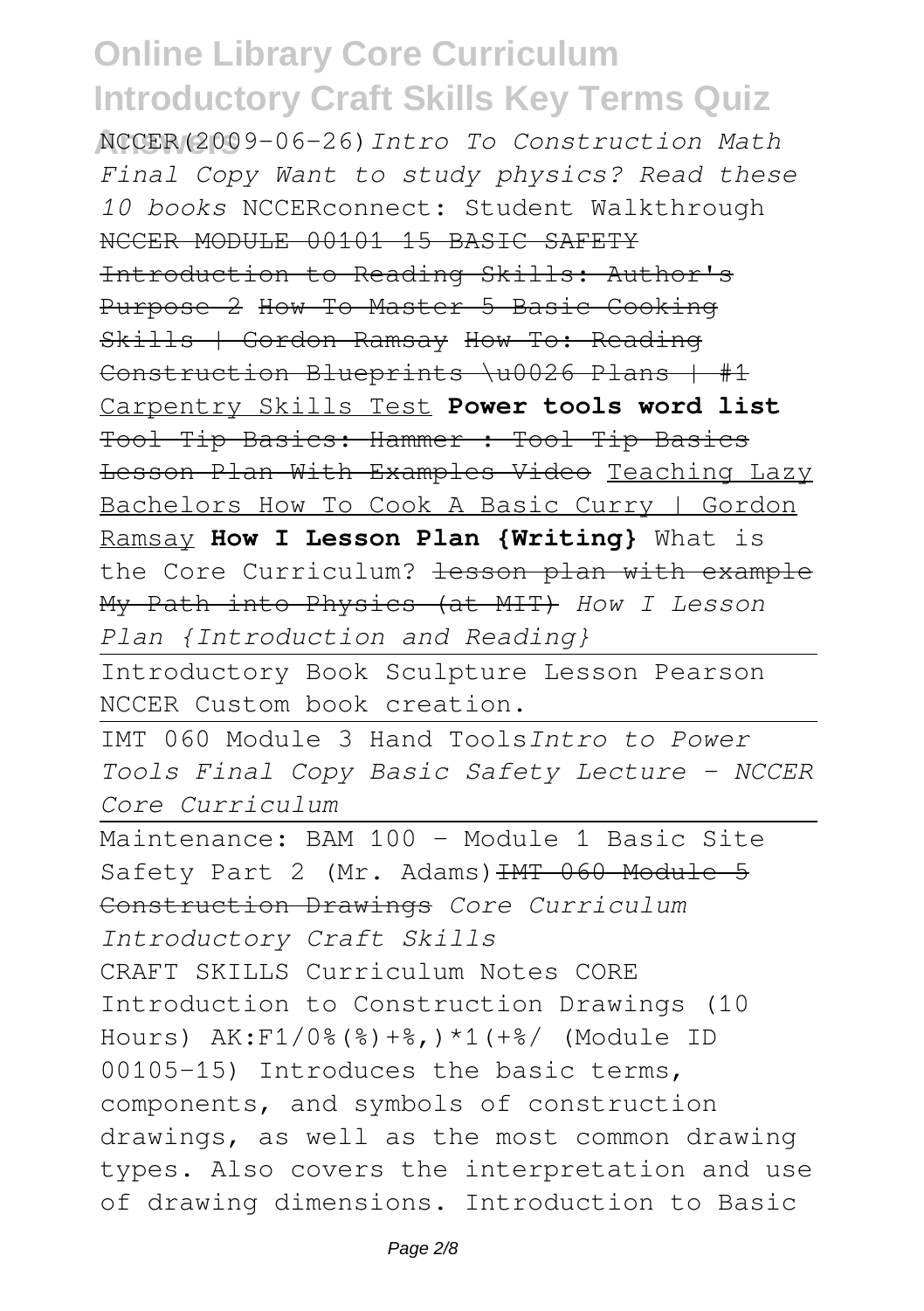NCCER(2009-06-26)*Intro To Construction Math Final Copy Want to study physics? Read these 10 books* NCCERconnect: Student Walkthrough ~~NCCER MODULE 00101 15 BASIC SAFETY~~ ~~Introduction to Reading Skills: Author's Purpose 2~~ ~~How To Master 5 Basic Cooking Skills | Gordon Ramsay~~ ~~How To: Reading Construction Blueprints \u0026 Plans | #1~~ Carpentry Skills Test **Power tools word list** ~~Tool Tip Basics: Hammer : Tool Tip Basics~~ ~~Lesson Plan With Examples Video~~ Teaching Lazy Bachelors How To Cook A Basic Curry | Gordon Ramsay **How I Lesson Plan {Writing}** What is the Core Curriculum? ~~lesson plan with example~~ My Path into Physics (at MIT) *How I Lesson Plan {Introduction and Reading}*

Introductory Book Sculpture Lesson Pearson NCCER Custom book creation.

IMT 060 Module 3 Hand Tools*Intro to Power Tools Final Copy Basic Safety Lecture - NCCER Core Curriculum*

Maintenance: BAM 100 - Module 1 Basic Site Safety Part 2 (Mr. Adams)~~IMT 060 Module 5 Construction Drawings~~ *Core Curriculum Introductory Craft Skills*

CRAFT SKILLS Curriculum Notes CORE Introduction to Construction Drawings (10 Hours) AK:F1/0%(%)+%,)*1(+%/ (Module ID 00105-15) Introduces the basic terms, components, and symbols of construction drawings, as well as the most common drawing types. Also covers the interpretation and use of drawing dimensions. Introduction to Basic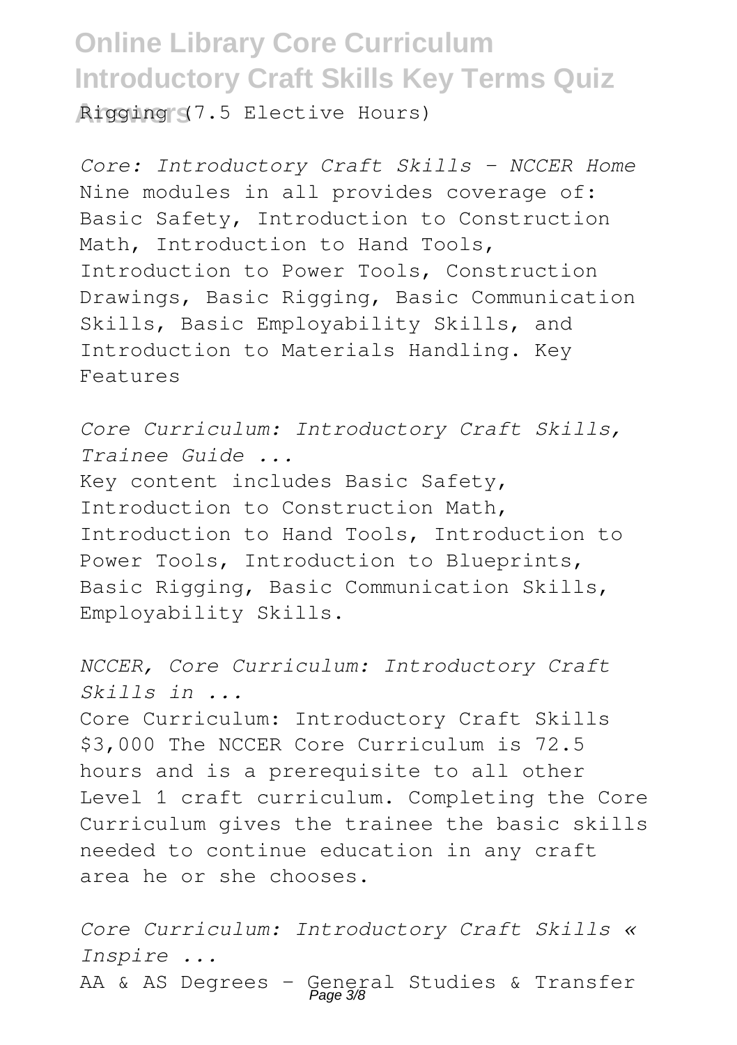Rigging (7.5 Elective Hours)

*Core: Introductory Craft Skills - NCCER Home*
Nine modules in all provides coverage of: Basic Safety, Introduction to Construction Math, Introduction to Hand Tools, Introduction to Power Tools, Construction Drawings, Basic Rigging, Basic Communication Skills, Basic Employability Skills, and Introduction to Materials Handling. Key Features

*Core Curriculum: Introductory Craft Skills, Trainee Guide ...*
Key content includes Basic Safety, Introduction to Construction Math, Introduction to Hand Tools, Introduction to Power Tools, Introduction to Blueprints, Basic Rigging, Basic Communication Skills, Employability Skills.

*NCCER, Core Curriculum: Introductory Craft Skills in ...*
Core Curriculum: Introductory Craft Skills $3,000 The NCCER Core Curriculum is 72.5 hours and is a prerequisite to all other Level 1 craft curriculum. Completing the Core Curriculum gives the trainee the basic skills needed to continue education in any craft area he or she chooses.

*Core Curriculum: Introductory Craft Skills « Inspire ...*
AA & AS Degrees - General Studies & Transfer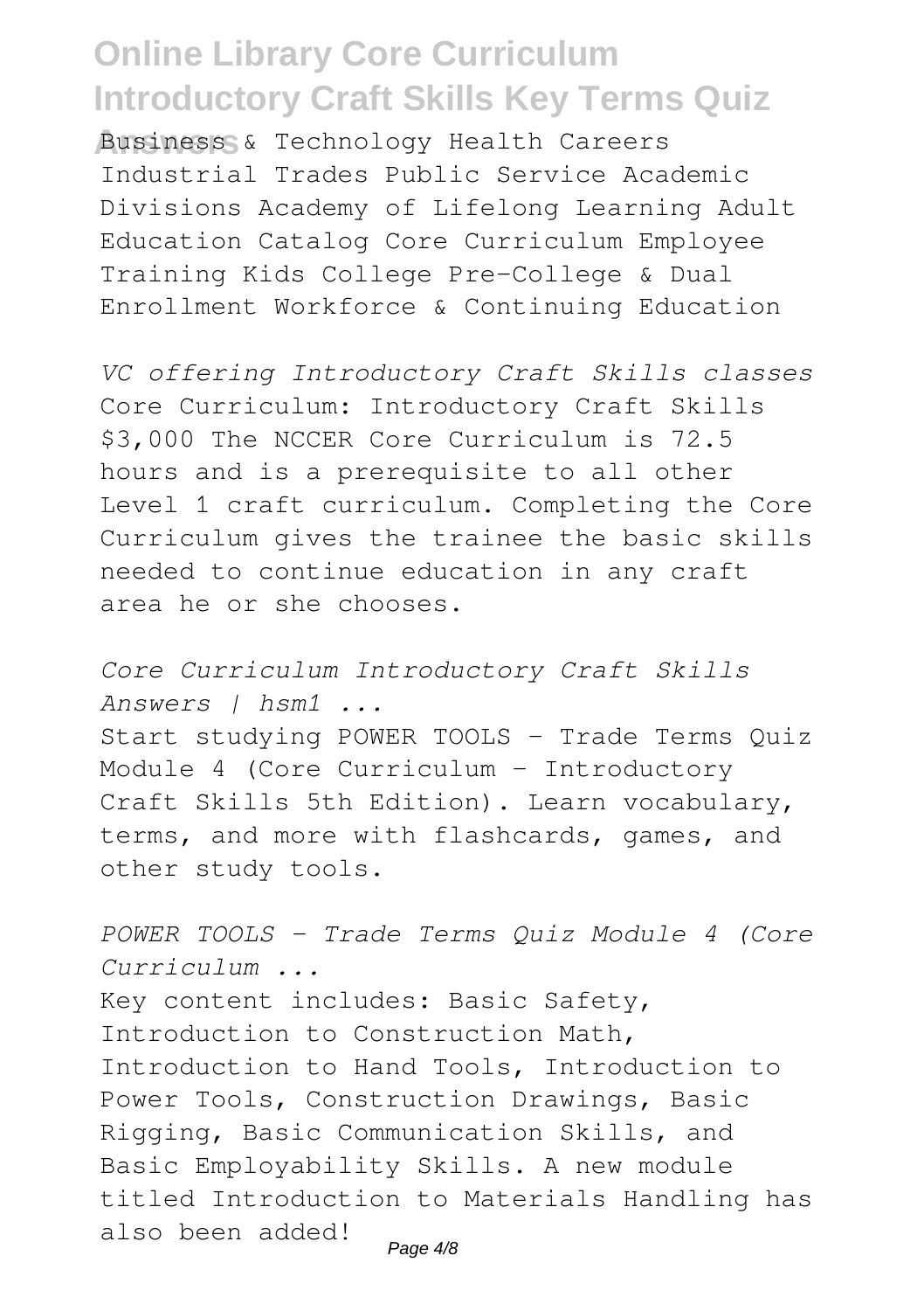Business & Technology Health Careers Industrial Trades Public Service Academic Divisions Academy of Lifelong Learning Adult Education Catalog Core Curriculum Employee Training Kids College Pre-College & Dual Enrollment Workforce & Continuing Education

*VC offering Introductory Craft Skills classes*

Core Curriculum: Introductory Craft Skills $3,000 The NCCER Core Curriculum is 72.5 hours and is a prerequisite to all other Level 1 craft curriculum. Completing the Core Curriculum gives the trainee the basic skills needed to continue education in any craft area he or she chooses.

*Core Curriculum Introductory Craft Skills Answers | hsm1 ...*

Start studying POWER TOOLS - Trade Terms Quiz Module 4 (Core Curriculum - Introductory Craft Skills 5th Edition). Learn vocabulary, terms, and more with flashcards, games, and other study tools.

*POWER TOOLS - Trade Terms Quiz Module 4 (Core Curriculum ...*

Key content includes: Basic Safety, Introduction to Construction Math, Introduction to Hand Tools, Introduction to Power Tools, Construction Drawings, Basic Rigging, Basic Communication Skills, and Basic Employability Skills. A new module titled Introduction to Materials Handling has also been added!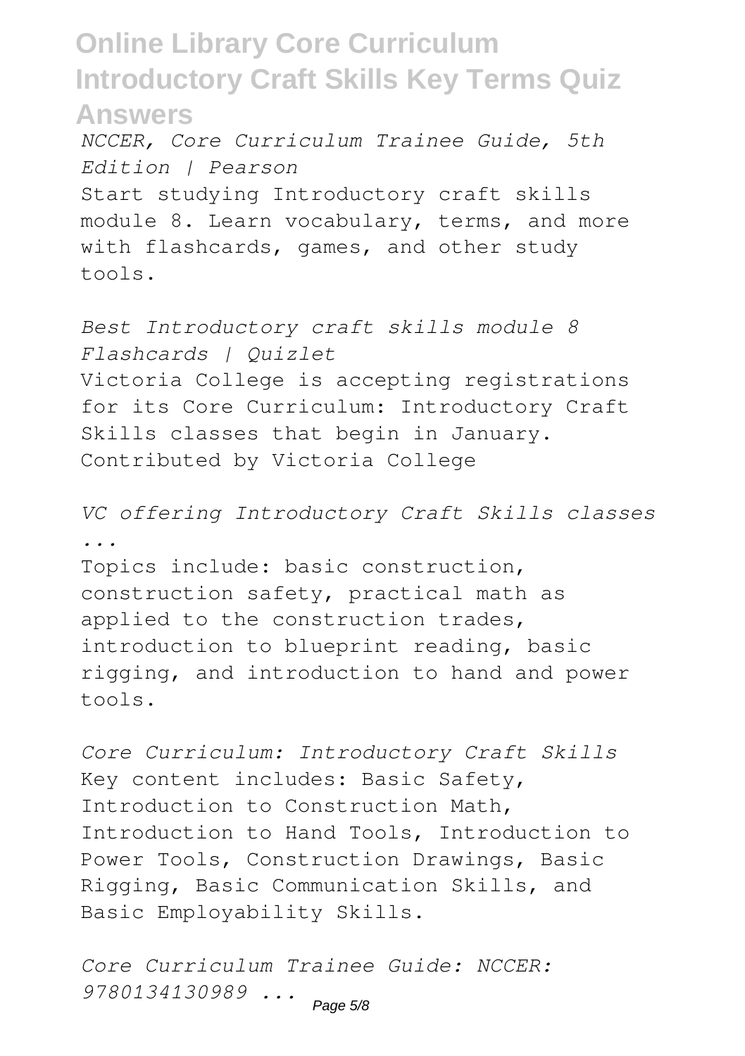*NCCER, Core Curriculum Trainee Guide, 5th Edition | Pearson*

Start studying Introductory craft skills module 8. Learn vocabulary, terms, and more with flashcards, games, and other study tools.

*Best Introductory craft skills module 8 Flashcards | Quizlet*

Victoria College is accepting registrations for its Core Curriculum: Introductory Craft Skills classes that begin in January. Contributed by Victoria College

*VC offering Introductory Craft Skills classes ...*

Topics include: basic construction, construction safety, practical math as applied to the construction trades, introduction to blueprint reading, basic rigging, and introduction to hand and power tools.

*Core Curriculum: Introductory Craft Skills*

Key content includes: Basic Safety, Introduction to Construction Math, Introduction to Hand Tools, Introduction to Power Tools, Construction Drawings, Basic Rigging, Basic Communication Skills, and Basic Employability Skills.

*Core Curriculum Trainee Guide: NCCER: 9780134130989 ...*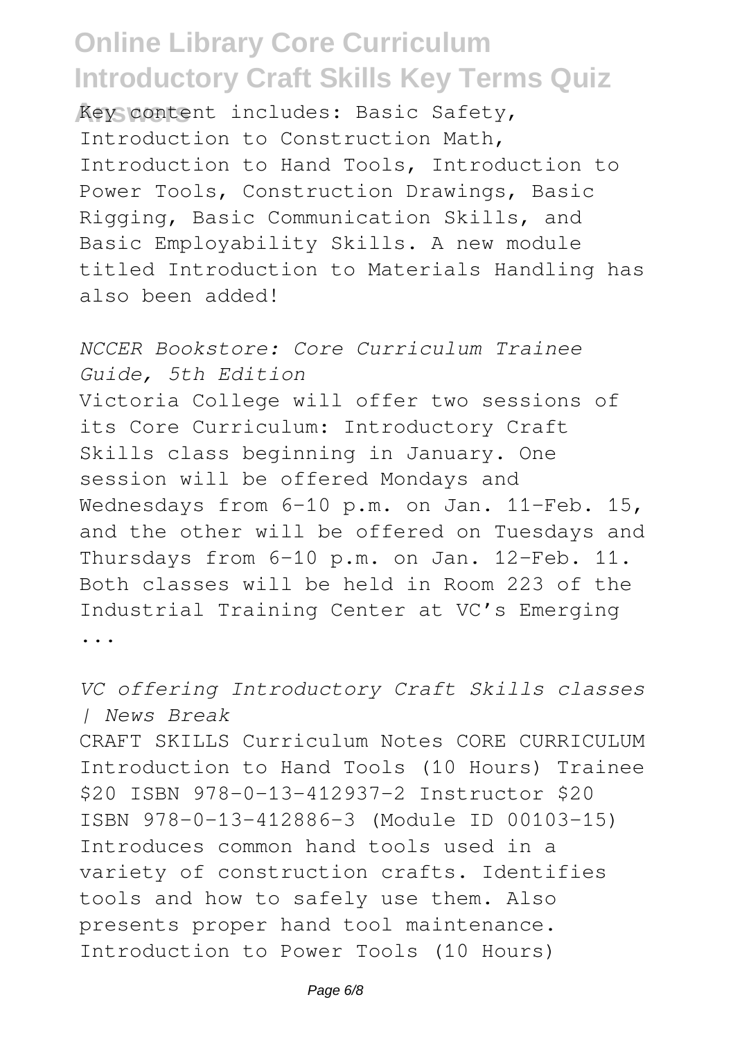Key content includes: Basic Safety, Introduction to Construction Math, Introduction to Hand Tools, Introduction to Power Tools, Construction Drawings, Basic Rigging, Basic Communication Skills, and Basic Employability Skills. A new module titled Introduction to Materials Handling has also been added!

*NCCER Bookstore: Core Curriculum Trainee Guide, 5th Edition*

Victoria College will offer two sessions of its Core Curriculum: Introductory Craft Skills class beginning in January. One session will be offered Mondays and Wednesdays from 6-10 p.m. on Jan. 11-Feb. 15, and the other will be offered on Tuesdays and Thursdays from 6-10 p.m. on Jan. 12-Feb. 11. Both classes will be held in Room 223 of the Industrial Training Center at VC's Emerging ...

*VC offering Introductory Craft Skills classes | News Break*

CRAFT SKILLS Curriculum Notes CORE CURRICULUM Introduction to Hand Tools (10 Hours) Trainee $20 ISBN 978-0-13-412937-2 Instructor $20 ISBN 978-0-13-412886-3 (Module ID 00103-15) Introduces common hand tools used in a variety of construction crafts. Identifies tools and how to safely use them. Also presents proper hand tool maintenance. Introduction to Power Tools (10 Hours)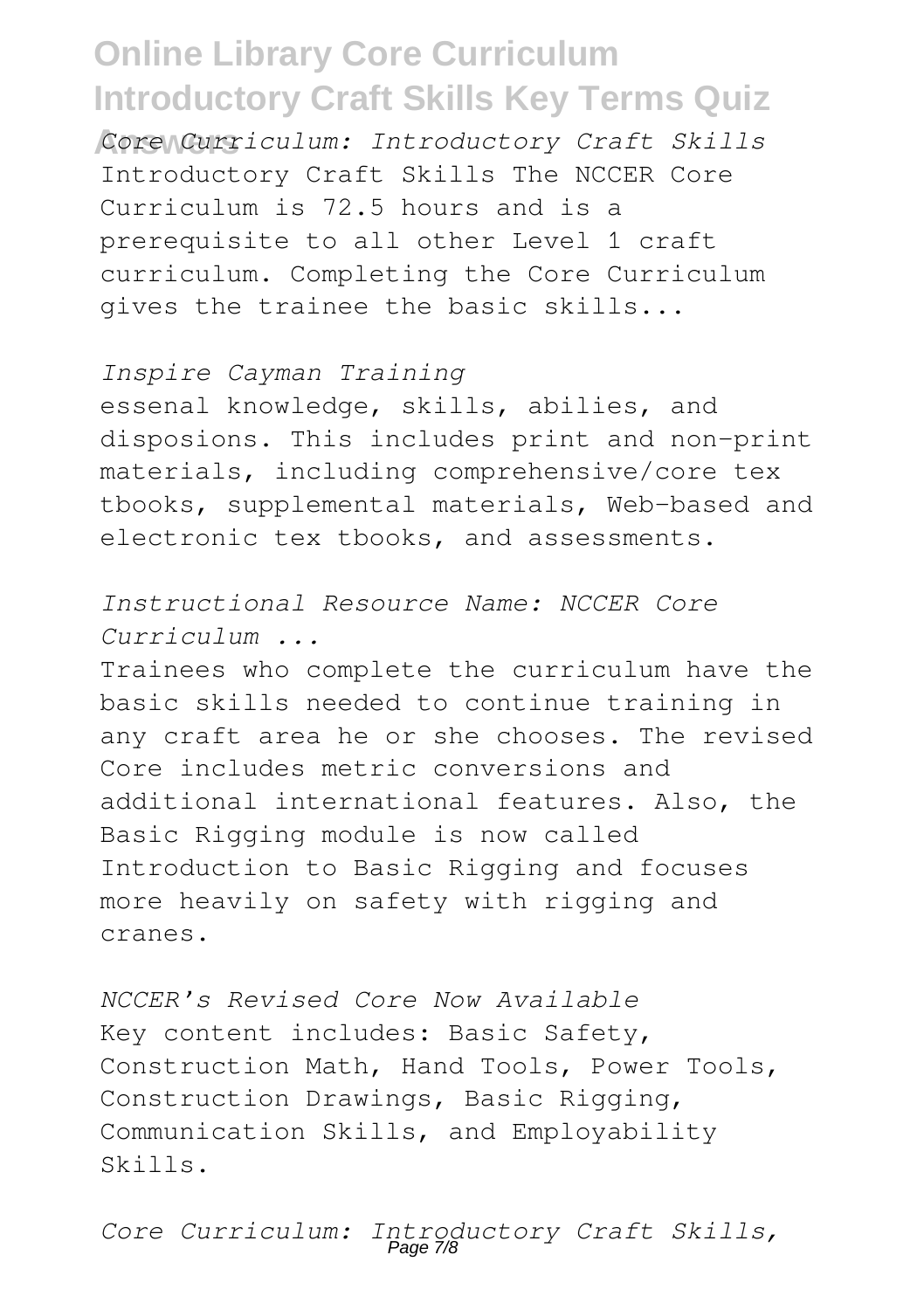*Core Curriculum: Introductory Craft Skills*
Introductory Craft Skills The NCCER Core Curriculum is 72.5 hours and is a prerequisite to all other Level 1 craft curriculum. Completing the Core Curriculum gives the trainee the basic skills...

*Inspire Cayman Training*
essenal knowledge, skills, abilies, and disposions. This includes print and non-print materials, including comprehensive/core tex tbooks, supplemental materials, Web-based and electronic tex tbooks, and assessments.

*Instructional Resource Name: NCCER Core Curriculum ...*
Trainees who complete the curriculum have the basic skills needed to continue training in any craft area he or she chooses. The revised Core includes metric conversions and additional international features. Also, the Basic Rigging module is now called Introduction to Basic Rigging and focuses more heavily on safety with rigging and cranes.

*NCCER's Revised Core Now Available*
Key content includes: Basic Safety, Construction Math, Hand Tools, Power Tools, Construction Drawings, Basic Rigging, Communication Skills, and Employability Skills.

*Core Curriculum: Introductory Craft Skills,*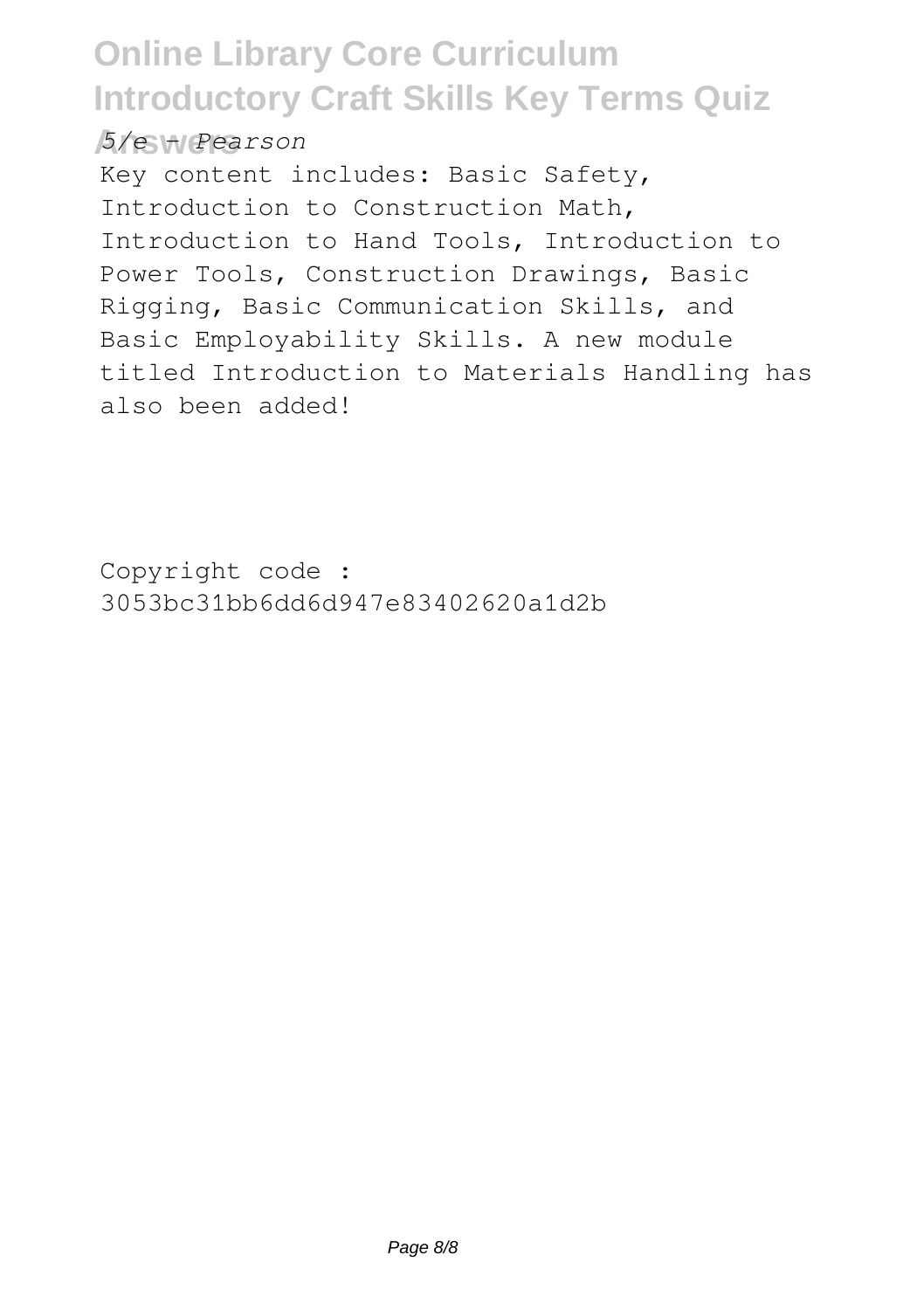*5/e - Pearson*

Key content includes: Basic Safety, Introduction to Construction Math, Introduction to Hand Tools, Introduction to Power Tools, Construction Drawings, Basic Rigging, Basic Communication Skills, and Basic Employability Skills. A new module titled Introduction to Materials Handling has also been added!

Copyright code : 3053bc31bb6dd6d947e83402620a1d2b